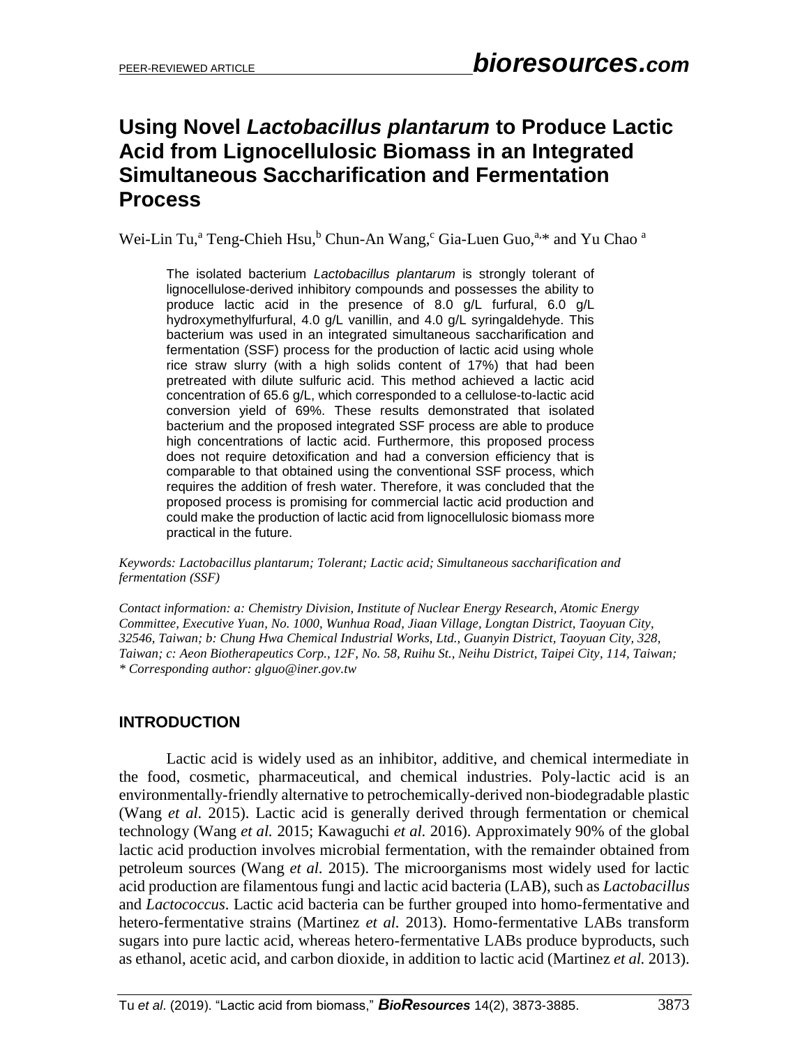# Using Novel *Lactobacillus plantarum* to Produce Lactic Acid from Lignocellulosic Biomass in an Integrated Simultaneous Saccharification and Fermentation Process

Wei-Lin Tu,[a] Teng-Chieh Hsu,[b] Chun-An Wang,[c] Gia-Luen Guo,[a,*] and Yu Chao [a]

The isolated bacterium *Lactobacillus plantarum* is strongly tolerant of lignocellulose-derived inhibitory compounds and possesses the ability to produce lactic acid in the presence of 8.0 g/L furfural, 6.0 g/L hydroxymethylfurfural, 4.0 g/L vanillin, and 4.0 g/L syringaldehyde. This bacterium was used in an integrated simultaneous saccharification and fermentation (SSF) process for the production of lactic acid using whole rice straw slurry (with a high solids content of 17%) that had been pretreated with dilute sulfuric acid. This method achieved a lactic acid concentration of 65.6 g/L, which corresponded to a cellulose-to-lactic acid conversion yield of 69%. These results demonstrated that isolated bacterium and the proposed integrated SSF process are able to produce high concentrations of lactic acid. Furthermore, this proposed process does not require detoxification and had a conversion efficiency that is comparable to that obtained using the conventional SSF process, which requires the addition of fresh water. Therefore, it was concluded that the proposed process is promising for commercial lactic acid production and could make the production of lactic acid from lignocellulosic biomass more practical in the future.

*Keywords: Lactobacillus plantarum; Tolerant; Lactic acid; Simultaneous saccharification and fermentation (SSF)*

*Contact information: a: Chemistry Division, Institute of Nuclear Energy Research, Atomic Energy Committee, Executive Yuan, No. 1000, Wunhua Road, Jiaan Village, Longtan District, Taoyuan City, 32546, Taiwan; b: Chung Hwa Chemical Industrial Works, Ltd., Guanyin District, Taoyuan City, 328, Taiwan; c: Aeon Biotherapeutics Corp., 12F, No. 58, Ruihu St., Neihu District, Taipei City, 114, Taiwan; * Corresponding author: glguo@iner.gov.tw*

## INTRODUCTION

Lactic acid is widely used as an inhibitor, additive, and chemical intermediate in the food, cosmetic, pharmaceutical, and chemical industries. Poly-lactic acid is an environmentally-friendly alternative to petrochemically-derived non-biodegradable plastic (Wang *et al.* 2015). Lactic acid is generally derived through fermentation or chemical technology (Wang *et al.* 2015; Kawaguchi *et al.* 2016). Approximately 90% of the global lactic acid production involves microbial fermentation, with the remainder obtained from petroleum sources (Wang *et al.* 2015). The microorganisms most widely used for lactic acid production are filamentous fungi and lactic acid bacteria (LAB), such as *Lactobacillus* and *Lactococcus*. Lactic acid bacteria can be further grouped into homo-fermentative and hetero-fermentative strains (Martinez *et al.* 2013). Homo-fermentative LABs transform sugars into pure lactic acid, whereas hetero-fermentative LABs produce byproducts, such as ethanol, acetic acid, and carbon dioxide, in addition to lactic acid (Martinez *et al.* 2013).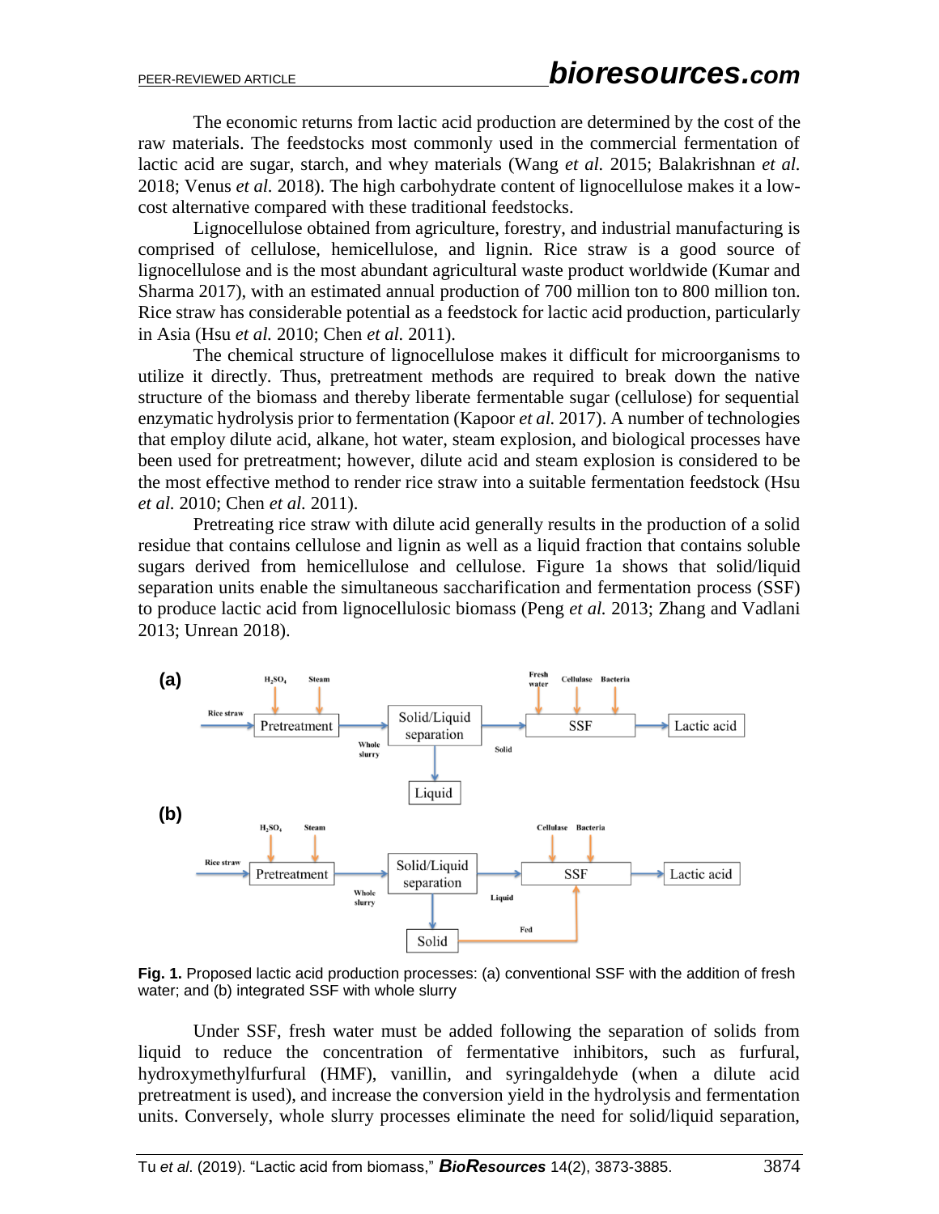The economic returns from lactic acid production are determined by the cost of the raw materials. The feedstocks most commonly used in the commercial fermentation of lactic acid are sugar, starch, and whey materials (Wang *et al.* 2015; Balakrishnan *et al.* 2018; Venus *et al.* 2018). The high carbohydrate content of lignocellulose makes it a low-cost alternative compared with these traditional feedstocks.

Lignocellulose obtained from agriculture, forestry, and industrial manufacturing is comprised of cellulose, hemicellulose, and lignin. Rice straw is a good source of lignocellulose and is the most abundant agricultural waste product worldwide (Kumar and Sharma 2017), with an estimated annual production of 700 million ton to 800 million ton. Rice straw has considerable potential as a feedstock for lactic acid production, particularly in Asia (Hsu *et al.* 2010; Chen *et al.* 2011).

The chemical structure of lignocellulose makes it difficult for microorganisms to utilize it directly. Thus, pretreatment methods are required to break down the native structure of the biomass and thereby liberate fermentable sugar (cellulose) for sequential enzymatic hydrolysis prior to fermentation (Kapoor *et al.* 2017). A number of technologies that employ dilute acid, alkane, hot water, steam explosion, and biological processes have been used for pretreatment; however, dilute acid and steam explosion is considered to be the most effective method to render rice straw into a suitable fermentation feedstock (Hsu *et al.* 2010; Chen *et al.* 2011).

Pretreating rice straw with dilute acid generally results in the production of a solid residue that contains cellulose and lignin as well as a liquid fraction that contains soluble sugars derived from hemicellulose and cellulose. Figure 1a shows that solid/liquid separation units enable the simultaneous saccharification and fermentation process (SSF) to produce lactic acid from lignocellulosic biomass (Peng *et al.* 2013; Zhang and Vadlani 2013; Unrean 2018).

**Fig. 1.** Proposed lactic acid production processes: (a) conventional SSF with the addition of fresh water; and (b) integrated SSF with whole slurry

Under SSF, fresh water must be added following the separation of solids from liquid to reduce the concentration of fermentative inhibitors, such as furfural, hydroxymethylfurfural (HMF), vanillin, and syringaldehyde (when a dilute acid pretreatment is used), and increase the conversion yield in the hydrolysis and fermentation units. Conversely, whole slurry processes eliminate the need for solid/liquid separation,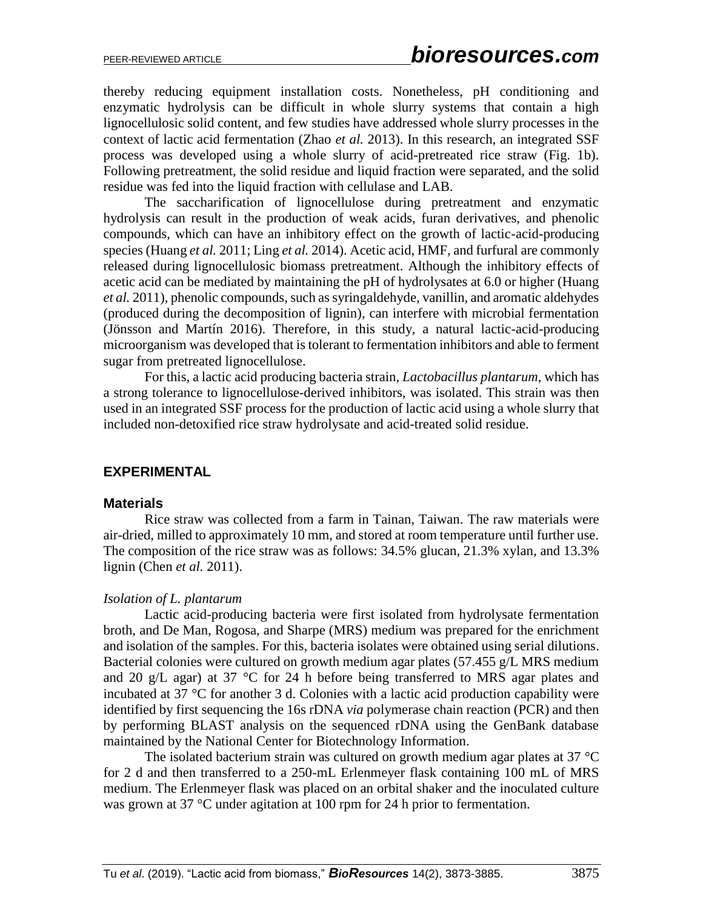thereby reducing equipment installation costs. Nonetheless, pH conditioning and enzymatic hydrolysis can be difficult in whole slurry systems that contain a high lignocellulosic solid content, and few studies have addressed whole slurry processes in the context of lactic acid fermentation (Zhao *et al.* 2013). In this research, an integrated SSF process was developed using a whole slurry of acid-pretreated rice straw (Fig. 1b). Following pretreatment, the solid residue and liquid fraction were separated, and the solid residue was fed into the liquid fraction with cellulase and LAB.

The saccharification of lignocellulose during pretreatment and enzymatic hydrolysis can result in the production of weak acids, furan derivatives, and phenolic compounds, which can have an inhibitory effect on the growth of lactic-acid-producing species (Huang *et al.* 2011; Ling *et al.* 2014). Acetic acid, HMF, and furfural are commonly released during lignocellulosic biomass pretreatment. Although the inhibitory effects of acetic acid can be mediated by maintaining the pH of hydrolysates at 6.0 or higher (Huang *et al.* 2011), phenolic compounds, such as syringaldehyde, vanillin, and aromatic aldehydes (produced during the decomposition of lignin), can interfere with microbial fermentation (Jönsson and Martín 2016). Therefore, in this study, a natural lactic-acid-producing microorganism was developed that is tolerant to fermentation inhibitors and able to ferment sugar from pretreated lignocellulose.

For this, a lactic acid producing bacteria strain, *Lactobacillus plantarum*, which has a strong tolerance to lignocellulose-derived inhibitors, was isolated. This strain was then used in an integrated SSF process for the production of lactic acid using a whole slurry that included non-detoxified rice straw hydrolysate and acid-treated solid residue.

## EXPERIMENTAL

### Materials

Rice straw was collected from a farm in Tainan, Taiwan. The raw materials were air-dried, milled to approximately 10 mm, and stored at room temperature until further use. The composition of the rice straw was as follows: 34.5% glucan, 21.3% xylan, and 13.3% lignin (Chen *et al.* 2011).

#### *Isolation of L. plantarum*

Lactic acid-producing bacteria were first isolated from hydrolysate fermentation broth, and De Man, Rogosa, and Sharpe (MRS) medium was prepared for the enrichment and isolation of the samples. For this, bacteria isolates were obtained using serial dilutions. Bacterial colonies were cultured on growth medium agar plates (57.455 g/L MRS medium and 20 g/L agar) at 37 °C for 24 h before being transferred to MRS agar plates and incubated at 37 °C for another 3 d. Colonies with a lactic acid production capability were identified by first sequencing the 16s rDNA *via* polymerase chain reaction (PCR) and then by performing BLAST analysis on the sequenced rDNA using the GenBank database maintained by the National Center for Biotechnology Information.

The isolated bacterium strain was cultured on growth medium agar plates at 37 °C for 2 d and then transferred to a 250-mL Erlenmeyer flask containing 100 mL of MRS medium. The Erlenmeyer flask was placed on an orbital shaker and the inoculated culture was grown at 37 °C under agitation at 100 rpm for 24 h prior to fermentation.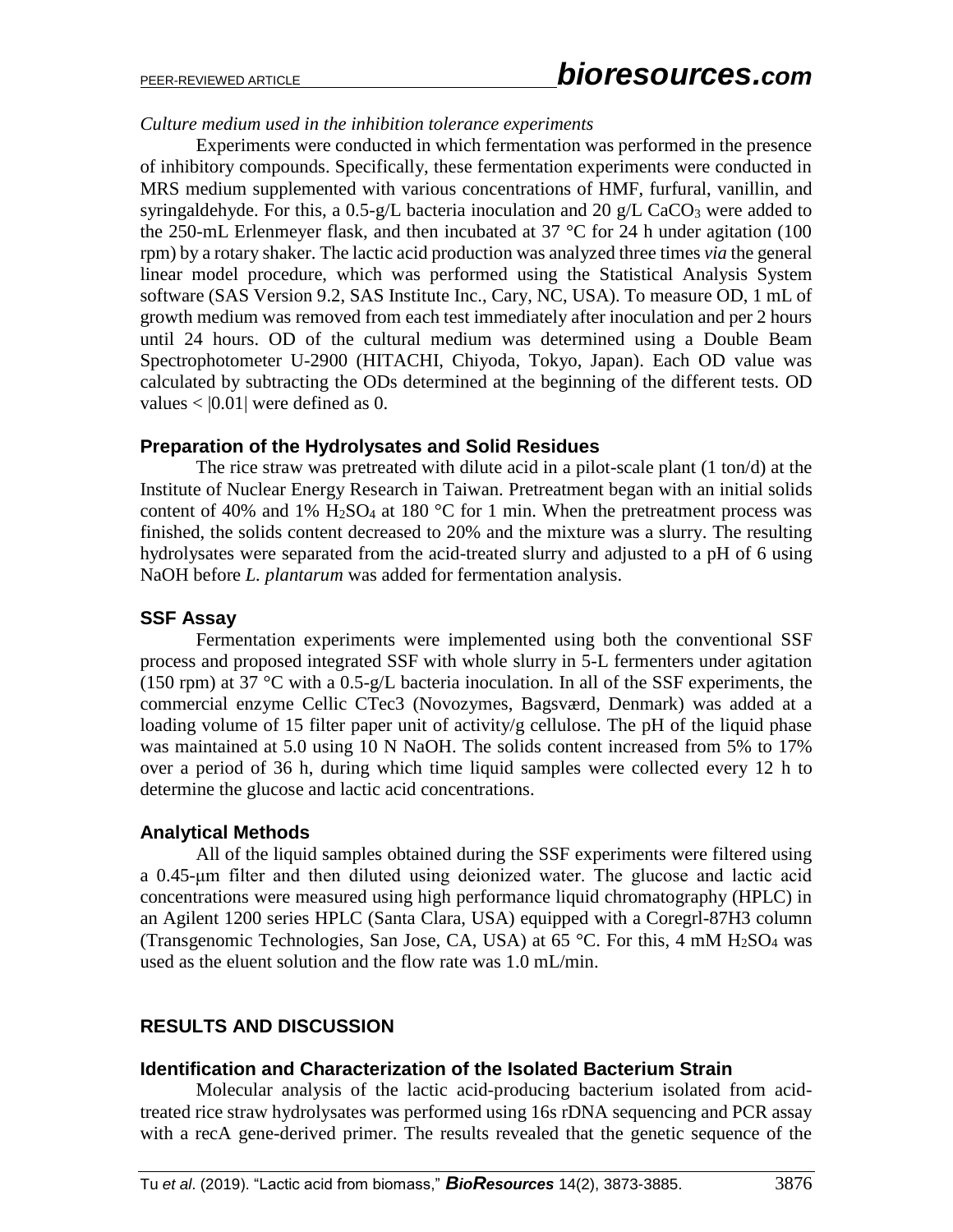*Culture medium used in the inhibition tolerance experiments*

Experiments were conducted in which fermentation was performed in the presence of inhibitory compounds. Specifically, these fermentation experiments were conducted in MRS medium supplemented with various concentrations of HMF, furfural, vanillin, and syringaldehyde. For this, a 0.5-g/L bacteria inoculation and 20 g/L $CaCO_3$ were added to the 250-mL Erlenmeyer flask, and then incubated at 37 °C for 24 h under agitation (100 rpm) by a rotary shaker. The lactic acid production was analyzed three times *via* the general linear model procedure, which was performed using the Statistical Analysis System software (SAS Version 9.2, SAS Institute Inc., Cary, NC, USA). To measure OD, 1 mL of growth medium was removed from each test immediately after inoculation and per 2 hours until 24 hours. OD of the cultural medium was determined using a Double Beam Spectrophotometer U-2900 (HITACHI, Chiyoda, Tokyo, Japan). Each OD value was calculated by subtracting the ODs determined at the beginning of the different tests. OD values < |0.01| were defined as 0.

## Preparation of the Hydrolysates and Solid Residues

The rice straw was pretreated with dilute acid in a pilot-scale plant (1 ton/d) at the Institute of Nuclear Energy Research in Taiwan. Pretreatment began with an initial solids content of 40% and 1% $H_2SO_4$ at 180 °C for 1 min. When the pretreatment process was finished, the solids content decreased to 20% and the mixture was a slurry. The resulting hydrolysates were separated from the acid-treated slurry and adjusted to a pH of 6 using NaOH before *L. plantarum* was added for fermentation analysis.

## SSF Assay

Fermentation experiments were implemented using both the conventional SSF process and proposed integrated SSF with whole slurry in 5-L fermenters under agitation (150 rpm) at 37 °C with a 0.5-g/L bacteria inoculation. In all of the SSF experiments, the commercial enzyme Cellic CTec3 (Novozymes, Bagsværd, Denmark) was added at a loading volume of 15 filter paper unit of activity/g cellulose. The pH of the liquid phase was maintained at 5.0 using 10 N NaOH. The solids content increased from 5% to 17% over a period of 36 h, during which time liquid samples were collected every 12 h to determine the glucose and lactic acid concentrations.

## Analytical Methods

All of the liquid samples obtained during the SSF experiments were filtered using a 0.45-μm filter and then diluted using deionized water. The glucose and lactic acid concentrations were measured using high performance liquid chromatography (HPLC) in an Agilent 1200 series HPLC (Santa Clara, USA) equipped with a Coregrl-87H3 column (Transgenomic Technologies, San Jose, CA, USA) at 65 °C. For this, 4 mM $H_2SO_4$ was used as the eluent solution and the flow rate was 1.0 mL/min.

# RESULTS AND DISCUSSION

## Identification and Characterization of the Isolated Bacterium Strain

Molecular analysis of the lactic acid-producing bacterium isolated from acid-treated rice straw hydrolysates was performed using 16s rDNA sequencing and PCR assay with a recA gene-derived primer. The results revealed that the genetic sequence of the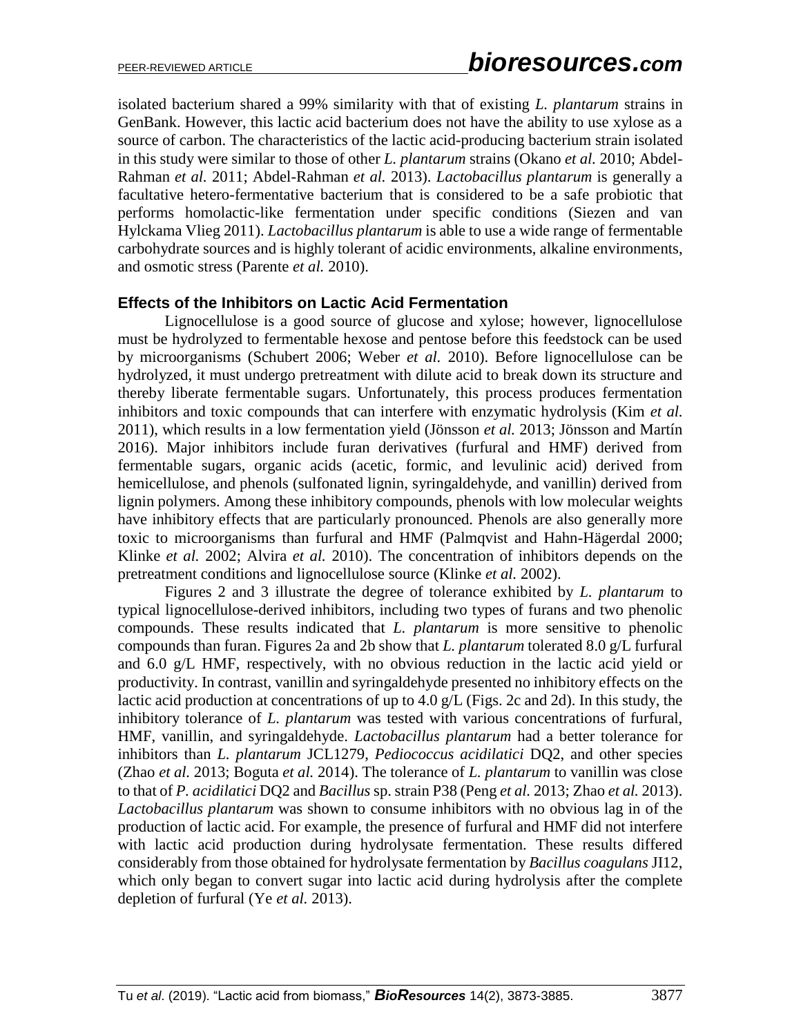isolated bacterium shared a 99% similarity with that of existing *L. plantarum* strains in GenBank. However, this lactic acid bacterium does not have the ability to use xylose as a source of carbon. The characteristics of the lactic acid-producing bacterium strain isolated in this study were similar to those of other *L. plantarum* strains (Okano *et al.* 2010; Abdel-Rahman *et al.* 2011; Abdel-Rahman *et al.* 2013). *Lactobacillus plantarum* is generally a facultative hetero-fermentative bacterium that is considered to be a safe probiotic that performs homolactic-like fermentation under specific conditions (Siezen and van Hylckama Vlieg 2011). *Lactobacillus plantarum* is able to use a wide range of fermentable carbohydrate sources and is highly tolerant of acidic environments, alkaline environments, and osmotic stress (Parente *et al.* 2010).

### Effects of the Inhibitors on Lactic Acid Fermentation

Lignocellulose is a good source of glucose and xylose; however, lignocellulose must be hydrolyzed to fermentable hexose and pentose before this feedstock can be used by microorganisms (Schubert 2006; Weber *et al.* 2010). Before lignocellulose can be hydrolyzed, it must undergo pretreatment with dilute acid to break down its structure and thereby liberate fermentable sugars. Unfortunately, this process produces fermentation inhibitors and toxic compounds that can interfere with enzymatic hydrolysis (Kim *et al.* 2011), which results in a low fermentation yield (Jönsson *et al.* 2013; Jönsson and Martín 2016). Major inhibitors include furan derivatives (furfural and HMF) derived from fermentable sugars, organic acids (acetic, formic, and levulinic acid) derived from hemicellulose, and phenols (sulfonated lignin, syringaldehyde, and vanillin) derived from lignin polymers. Among these inhibitory compounds, phenols with low molecular weights have inhibitory effects that are particularly pronounced. Phenols are also generally more toxic to microorganisms than furfural and HMF (Palmqvist and Hahn-Hägerdal 2000; Klinke *et al.* 2002; Alvira *et al.* 2010). The concentration of inhibitors depends on the pretreatment conditions and lignocellulose source (Klinke *et al.* 2002).

Figures 2 and 3 illustrate the degree of tolerance exhibited by *L. plantarum* to typical lignocellulose-derived inhibitors, including two types of furans and two phenolic compounds. These results indicated that *L. plantarum* is more sensitive to phenolic compounds than furan. Figures 2a and 2b show that *L. plantarum* tolerated 8.0 g/L furfural and 6.0 g/L HMF, respectively, with no obvious reduction in the lactic acid yield or productivity. In contrast, vanillin and syringaldehyde presented no inhibitory effects on the lactic acid production at concentrations of up to 4.0 g/L (Figs. 2c and 2d). In this study, the inhibitory tolerance of *L. plantarum* was tested with various concentrations of furfural, HMF, vanillin, and syringaldehyde. *Lactobacillus plantarum* had a better tolerance for inhibitors than *L. plantarum* JCL1279, *Pediococcus acidilatici* DQ2, and other species (Zhao *et al.* 2013; Boguta *et al.* 2014). The tolerance of *L. plantarum* to vanillin was close to that of *P. acidilatici* DQ2 and *Bacillus* sp. strain P38 (Peng *et al.* 2013; Zhao *et al.* 2013). *Lactobacillus plantarum* was shown to consume inhibitors with no obvious lag in of the production of lactic acid. For example, the presence of furfural and HMF did not interfere with lactic acid production during hydrolysate fermentation. These results differed considerably from those obtained for hydrolysate fermentation by *Bacillus coagulans* JI12, which only began to convert sugar into lactic acid during hydrolysis after the complete depletion of furfural (Ye *et al.* 2013).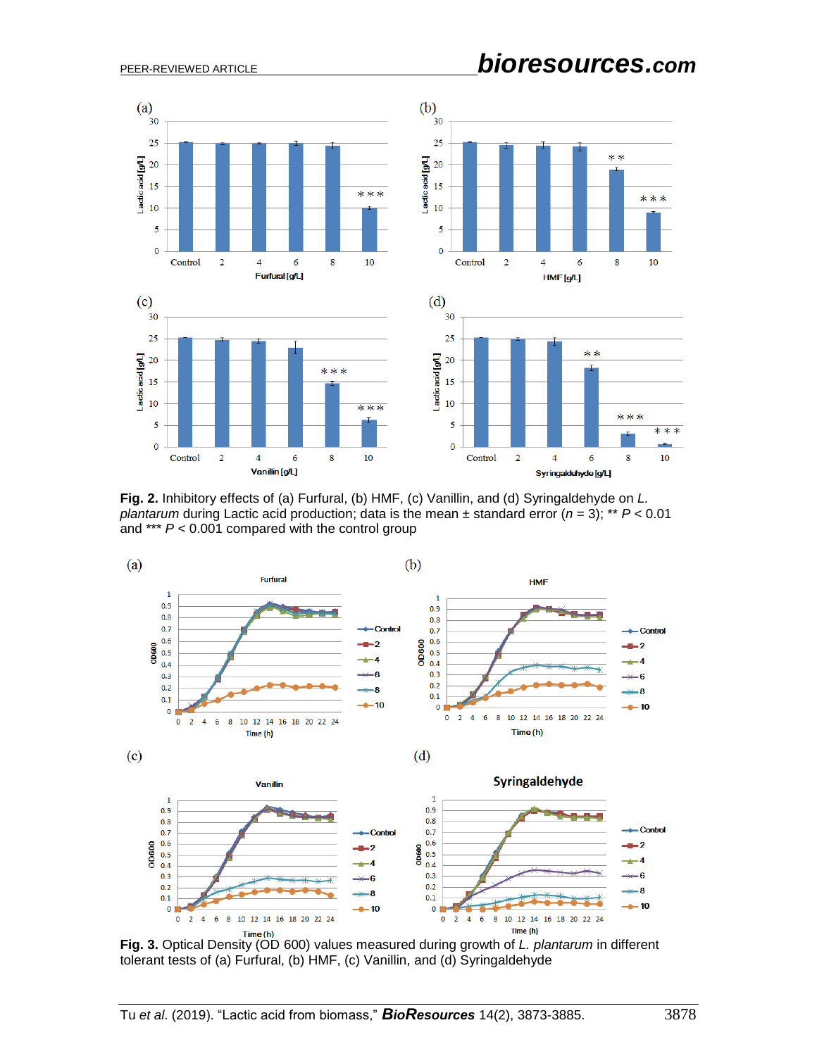**Fig. 2.** Inhibitory effects of (a) Furfural, (b) HMF, (c) Vanillin, and (d) Syringaldehyde on *L. plantarum* during Lactic acid production; data is the mean ± standard error ($n$ = 3); ** $P < 0.01$ and *** $P < 0.001$ compared with the control group

**Fig. 3.** Optical Density (OD 600) values measured during growth of *L. plantarum* in different tolerant tests of (a) Furfural, (b) HMF, (c) Vanillin, and (d) Syringaldehyde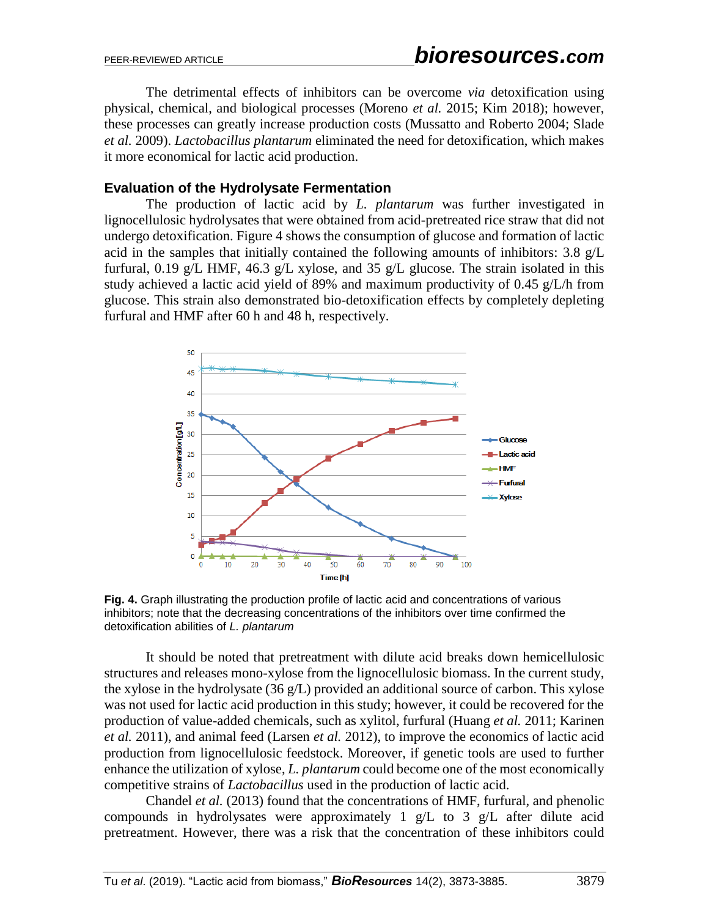The detrimental effects of inhibitors can be overcome *via* detoxification using physical, chemical, and biological processes (Moreno *et al.* 2015; Kim 2018); however, these processes can greatly increase production costs (Mussatto and Roberto 2004; Slade *et al.* 2009). *Lactobacillus plantarum* eliminated the need for detoxification, which makes it more economical for lactic acid production.

### Evaluation of the Hydrolysate Fermentation

The production of lactic acid by *L. plantarum* was further investigated in lignocellulosic hydrolysates that were obtained from acid-pretreated rice straw that did not undergo detoxification. Figure 4 shows the consumption of glucose and formation of lactic acid in the samples that initially contained the following amounts of inhibitors: 3.8 g/L furfural, 0.19 g/L HMF, 46.3 g/L xylose, and 35 g/L glucose. The strain isolated in this study achieved a lactic acid yield of 89% and maximum productivity of 0.45 g/L/h from glucose. This strain also demonstrated bio-detoxification effects by completely depleting furfural and HMF after 60 h and 48 h, respectively.

**Fig. 4.** Graph illustrating the production profile of lactic acid and concentrations of various inhibitors; note that the decreasing concentrations of the inhibitors over time confirmed the detoxification abilities of *L. plantarum*

It should be noted that pretreatment with dilute acid breaks down hemicellulosic structures and releases mono-xylose from the lignocellulosic biomass. In the current study, the xylose in the hydrolysate (36 g/L) provided an additional source of carbon. This xylose was not used for lactic acid production in this study; however, it could be recovered for the production of value-added chemicals, such as xylitol, furfural (Huang *et al.* 2011; Karinen *et al.* 2011), and animal feed (Larsen *et al.* 2012), to improve the economics of lactic acid production from lignocellulosic feedstock. Moreover, if genetic tools are used to further enhance the utilization of xylose, *L. plantarum* could become one of the most economically competitive strains of *Lactobacillus* used in the production of lactic acid.

Chandel *et al.* (2013) found that the concentrations of HMF, furfural, and phenolic compounds in hydrolysates were approximately 1 g/L to 3 g/L after dilute acid pretreatment. However, there was a risk that the concentration of these inhibitors could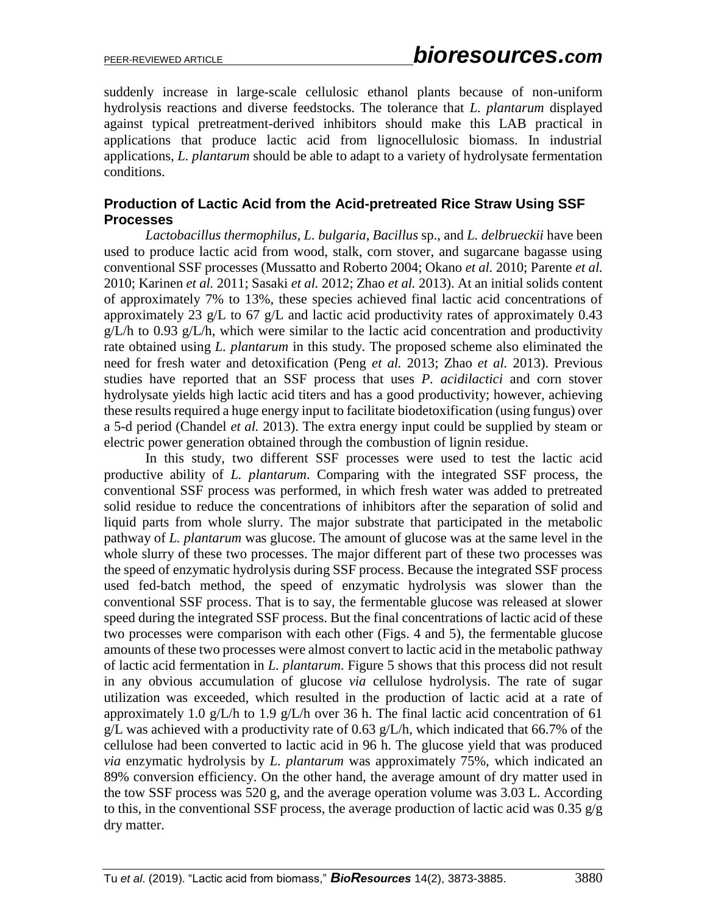suddenly increase in large-scale cellulosic ethanol plants because of non-uniform hydrolysis reactions and diverse feedstocks. The tolerance that *L. plantarum* displayed against typical pretreatment-derived inhibitors should make this LAB practical in applications that produce lactic acid from lignocellulosic biomass. In industrial applications, *L. plantarum* should be able to adapt to a variety of hydrolysate fermentation conditions.

### Production of Lactic Acid from the Acid-pretreated Rice Straw Using SSF Processes

*Lactobacillus thermophilus*, *L. bulgaria*, *Bacillus* sp., and *L. delbrueckii* have been used to produce lactic acid from wood, stalk, corn stover, and sugarcane bagasse using conventional SSF processes (Mussatto and Roberto 2004; Okano *et al.* 2010; Parente *et al.* 2010; Karinen *et al.* 2011; Sasaki *et al.* 2012; Zhao *et al.* 2013). At an initial solids content of approximately 7% to 13%, these species achieved final lactic acid concentrations of approximately 23 g/L to 67 g/L and lactic acid productivity rates of approximately 0.43 g/L/h to 0.93 g/L/h, which were similar to the lactic acid concentration and productivity rate obtained using *L. plantarum* in this study. The proposed scheme also eliminated the need for fresh water and detoxification (Peng *et al.* 2013; Zhao *et al.* 2013). Previous studies have reported that an SSF process that uses *P. acidilactici* and corn stover hydrolysate yields high lactic acid titers and has a good productivity; however, achieving these results required a huge energy input to facilitate biodetoxification (using fungus) over a 5-d period (Chandel *et al.* 2013). The extra energy input could be supplied by steam or electric power generation obtained through the combustion of lignin residue.

In this study, two different SSF processes were used to test the lactic acid productive ability of *L. plantarum*. Comparing with the integrated SSF process, the conventional SSF process was performed, in which fresh water was added to pretreated solid residue to reduce the concentrations of inhibitors after the separation of solid and liquid parts from whole slurry. The major substrate that participated in the metabolic pathway of *L. plantarum* was glucose. The amount of glucose was at the same level in the whole slurry of these two processes. The major different part of these two processes was the speed of enzymatic hydrolysis during SSF process. Because the integrated SSF process used fed-batch method, the speed of enzymatic hydrolysis was slower than the conventional SSF process. That is to say, the fermentable glucose was released at slower speed during the integrated SSF process. But the final concentrations of lactic acid of these two processes were comparison with each other (Figs. 4 and 5), the fermentable glucose amounts of these two processes were almost convert to lactic acid in the metabolic pathway of lactic acid fermentation in *L. plantarum*. Figure 5 shows that this process did not result in any obvious accumulation of glucose *via* cellulose hydrolysis. The rate of sugar utilization was exceeded, which resulted in the production of lactic acid at a rate of approximately 1.0 g/L/h to 1.9 g/L/h over 36 h. The final lactic acid concentration of 61 g/L was achieved with a productivity rate of 0.63 g/L/h, which indicated that 66.7% of the cellulose had been converted to lactic acid in 96 h. The glucose yield that was produced *via* enzymatic hydrolysis by *L. plantarum* was approximately 75%, which indicated an 89% conversion efficiency. On the other hand, the average amount of dry matter used in the tow SSF process was 520 g, and the average operation volume was 3.03 L. According to this, in the conventional SSF process, the average production of lactic acid was 0.35 g/g dry matter.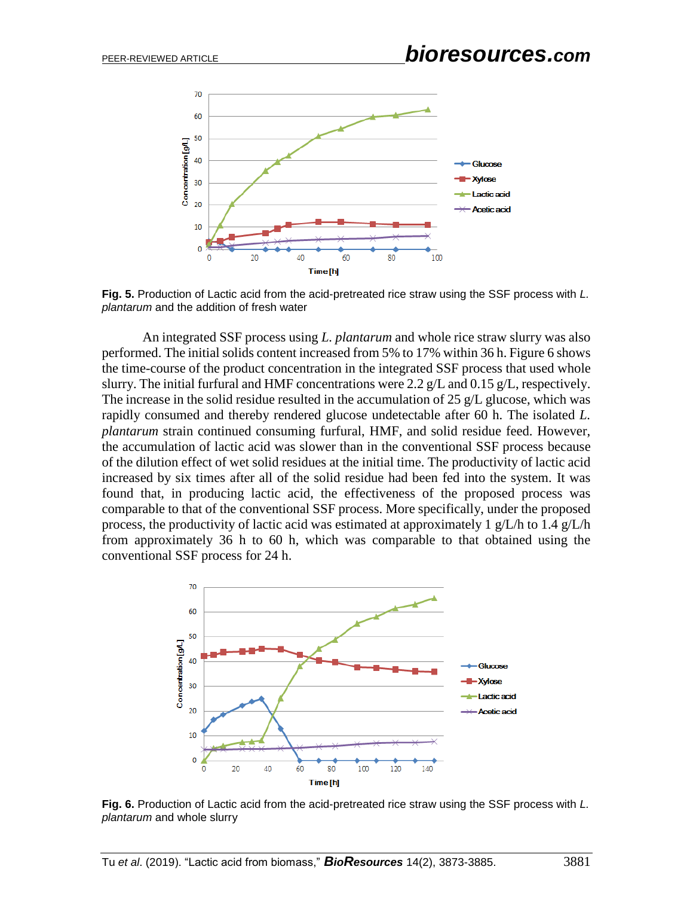**Fig. 5.** Production of Lactic acid from the acid-pretreated rice straw using the SSF process with *L. plantarum* and the addition of fresh water

An integrated SSF process using *L. plantarum* and whole rice straw slurry was also performed. The initial solids content increased from 5% to 17% within 36 h. Figure 6 shows the time-course of the product concentration in the integrated SSF process that used whole slurry. The initial furfural and HMF concentrations were 2.2 g/L and 0.15 g/L, respectively. The increase in the solid residue resulted in the accumulation of 25 g/L glucose, which was rapidly consumed and thereby rendered glucose undetectable after 60 h. The isolated *L. plantarum* strain continued consuming furfural, HMF, and solid residue feed. However, the accumulation of lactic acid was slower than in the conventional SSF process because of the dilution effect of wet solid residues at the initial time. The productivity of lactic acid increased by six times after all of the solid residue had been fed into the system. It was found that, in producing lactic acid, the effectiveness of the proposed process was comparable to that of the conventional SSF process. More specifically, under the proposed process, the productivity of lactic acid was estimated at approximately 1 g/L/h to 1.4 g/L/h from approximately 36 h to 60 h, which was comparable to that obtained using the conventional SSF process for 24 h.

**Fig. 6.** Production of Lactic acid from the acid-pretreated rice straw using the SSF process with *L. plantarum* and whole slurry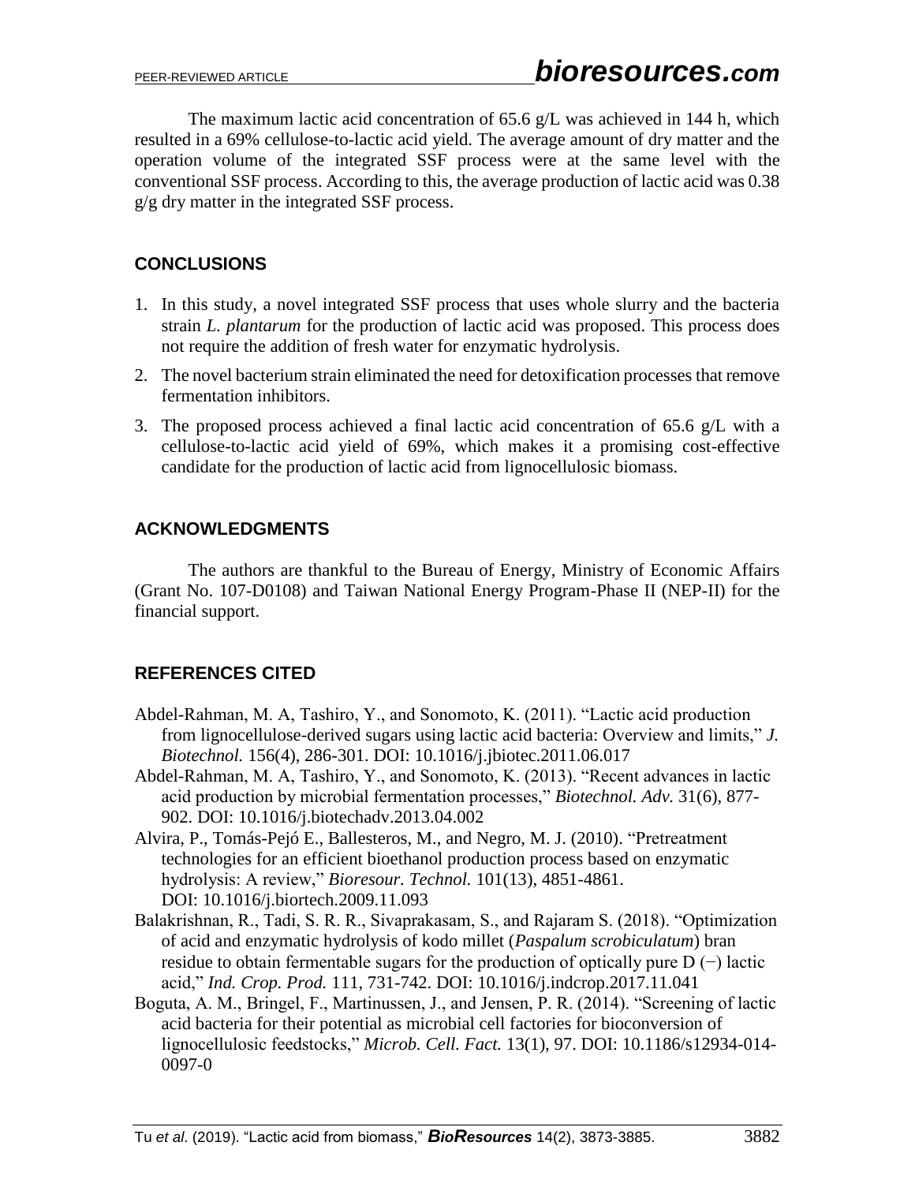The maximum lactic acid concentration of 65.6 g/L was achieved in 144 h, which resulted in a 69% cellulose-to-lactic acid yield. The average amount of dry matter and the operation volume of the integrated SSF process were at the same level with the conventional SSF process. According to this, the average production of lactic acid was 0.38 g/g dry matter in the integrated SSF process.

## CONCLUSIONS

1. In this study, a novel integrated SSF process that uses whole slurry and the bacteria strain *L. plantarum* for the production of lactic acid was proposed. This process does not require the addition of fresh water for enzymatic hydrolysis.
2. The novel bacterium strain eliminated the need for detoxification processes that remove fermentation inhibitors.
3. The proposed process achieved a final lactic acid concentration of 65.6 g/L with a cellulose-to-lactic acid yield of 69%, which makes it a promising cost-effective candidate for the production of lactic acid from lignocellulosic biomass.

## ACKNOWLEDGMENTS

The authors are thankful to the Bureau of Energy, Ministry of Economic Affairs (Grant No. 107-D0108) and Taiwan National Energy Program-Phase II (NEP-II) for the financial support.

## REFERENCES CITED

Abdel-Rahman, M. A, Tashiro, Y., and Sonomoto, K. (2011). "Lactic acid production from lignocellulose-derived sugars using lactic acid bacteria: Overview and limits," *J. Biotechnol.* 156(4), 286-301. DOI: 10.1016/j.jbiotec.2011.06.017

Abdel-Rahman, M. A, Tashiro, Y., and Sonomoto, K. (2013). "Recent advances in lactic acid production by microbial fermentation processes," *Biotechnol. Adv.* 31(6), 877-902. DOI: 10.1016/j.biotechadv.2013.04.002

Alvira, P., Tomás-Pejó E., Ballesteros, M., and Negro, M. J. (2010). "Pretreatment technologies for an efficient bioethanol production process based on enzymatic hydrolysis: A review," *Bioresour. Technol.* 101(13), 4851-4861. DOI: 10.1016/j.biortech.2009.11.093

Balakrishnan, R., Tadi, S. R. R., Sivaprakasam, S., and Rajaram S. (2018). "Optimization of acid and enzymatic hydrolysis of kodo millet (*Paspalum scrobiculatum*) bran residue to obtain fermentable sugars for the production of optically pure D (−) lactic acid," *Ind. Crop. Prod.* 111, 731-742. DOI: 10.1016/j.indcrop.2017.11.041

Boguta, A. M., Bringel, F., Martinussen, J., and Jensen, P. R. (2014). "Screening of lactic acid bacteria for their potential as microbial cell factories for bioconversion of lignocellulosic feedstocks," *Microb. Cell. Fact.* 13(1), 97. DOI: 10.1186/s12934-014-0097-0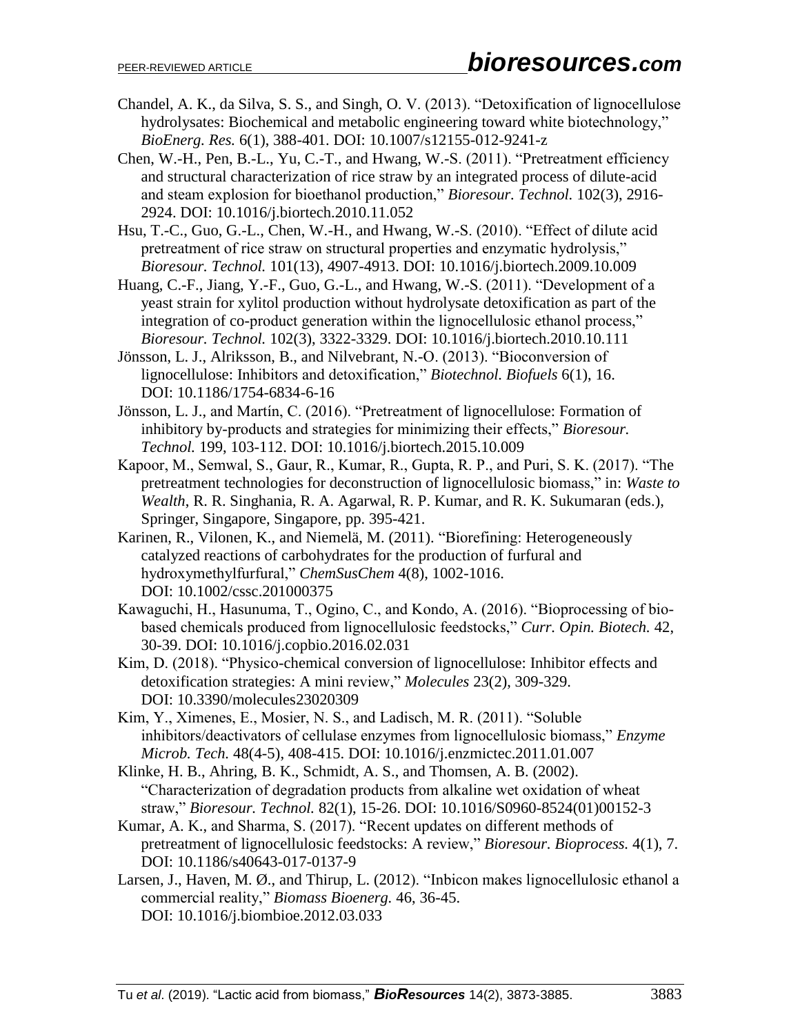Chandel, A. K., da Silva, S. S., and Singh, O. V. (2013). "Detoxification of lignocellulose hydrolysates: Biochemical and metabolic engineering toward white biotechnology," *BioEnerg. Res.* 6(1), 388-401. DOI: 10.1007/s12155-012-9241-z

Chen, W.-H., Pen, B.-L., Yu, C.-T., and Hwang, W.-S. (2011). "Pretreatment efficiency and structural characterization of rice straw by an integrated process of dilute-acid and steam explosion for bioethanol production," *Bioresour. Technol.* 102(3), 2916-2924. DOI: 10.1016/j.biortech.2010.11.052

Hsu, T.-C., Guo, G.-L., Chen, W.-H., and Hwang, W.-S. (2010). "Effect of dilute acid pretreatment of rice straw on structural properties and enzymatic hydrolysis," *Bioresour. Technol.* 101(13), 4907-4913. DOI: 10.1016/j.biortech.2009.10.009

Huang, C.-F., Jiang, Y.-F., Guo, G.-L., and Hwang, W.-S. (2011). "Development of a yeast strain for xylitol production without hydrolysate detoxification as part of the integration of co-product generation within the lignocellulosic ethanol process," *Bioresour. Technol.* 102(3), 3322-3329. DOI: 10.1016/j.biortech.2010.10.111

Jönsson, L. J., Alriksson, B., and Nilvebrant, N.-O. (2013). "Bioconversion of lignocellulose: Inhibitors and detoxification," *Biotechnol. Biofuels* 6(1), 16. DOI: 10.1186/1754-6834-6-16

Jönsson, L. J., and Martín, C. (2016). "Pretreatment of lignocellulose: Formation of inhibitory by-products and strategies for minimizing their effects," *Bioresour. Technol.* 199, 103-112. DOI: 10.1016/j.biortech.2015.10.009

Kapoor, M., Semwal, S., Gaur, R., Kumar, R., Gupta, R. P., and Puri, S. K. (2017). "The pretreatment technologies for deconstruction of lignocellulosic biomass," in: *Waste to Wealth*, R. R. Singhania, R. A. Agarwal, R. P. Kumar, and R. K. Sukumaran (eds.), Springer, Singapore, Singapore, pp. 395-421.

Karinen, R., Vilonen, K., and Niemelä, M. (2011). "Biorefining: Heterogeneously catalyzed reactions of carbohydrates for the production of furfural and hydroxymethylfurfural," *ChemSusChem* 4(8), 1002-1016. DOI: 10.1002/cssc.201000375

Kawaguchi, H., Hasunuma, T., Ogino, C., and Kondo, A. (2016). "Bioprocessing of bio-based chemicals produced from lignocellulosic feedstocks," *Curr. Opin. Biotech.* 42, 30-39. DOI: 10.1016/j.copbio.2016.02.031

Kim, D. (2018). "Physico-chemical conversion of lignocellulose: Inhibitor effects and detoxification strategies: A mini review," *Molecules* 23(2), 309-329. DOI: 10.3390/molecules23020309

Kim, Y., Ximenes, E., Mosier, N. S., and Ladisch, M. R. (2011). "Soluble inhibitors/deactivators of cellulase enzymes from lignocellulosic biomass," *Enzyme Microb. Tech.* 48(4-5), 408-415. DOI: 10.1016/j.enzmictec.2011.01.007

Klinke, H. B., Ahring, B. K., Schmidt, A. S., and Thomsen, A. B. (2002). "Characterization of degradation products from alkaline wet oxidation of wheat straw," *Bioresour. Technol.* 82(1), 15-26. DOI: 10.1016/S0960-8524(01)00152-3

Kumar, A. K., and Sharma, S. (2017). "Recent updates on different methods of pretreatment of lignocellulosic feedstocks: A review," *Bioresour. Bioprocess.* 4(1), 7. DOI: 10.1186/s40643-017-0137-9

Larsen, J., Haven, M. Ø., and Thirup, L. (2012). "Inbicon makes lignocellulosic ethanol a commercial reality," *Biomass Bioenerg.* 46, 36-45. DOI: 10.1016/j.biombioe.2012.03.033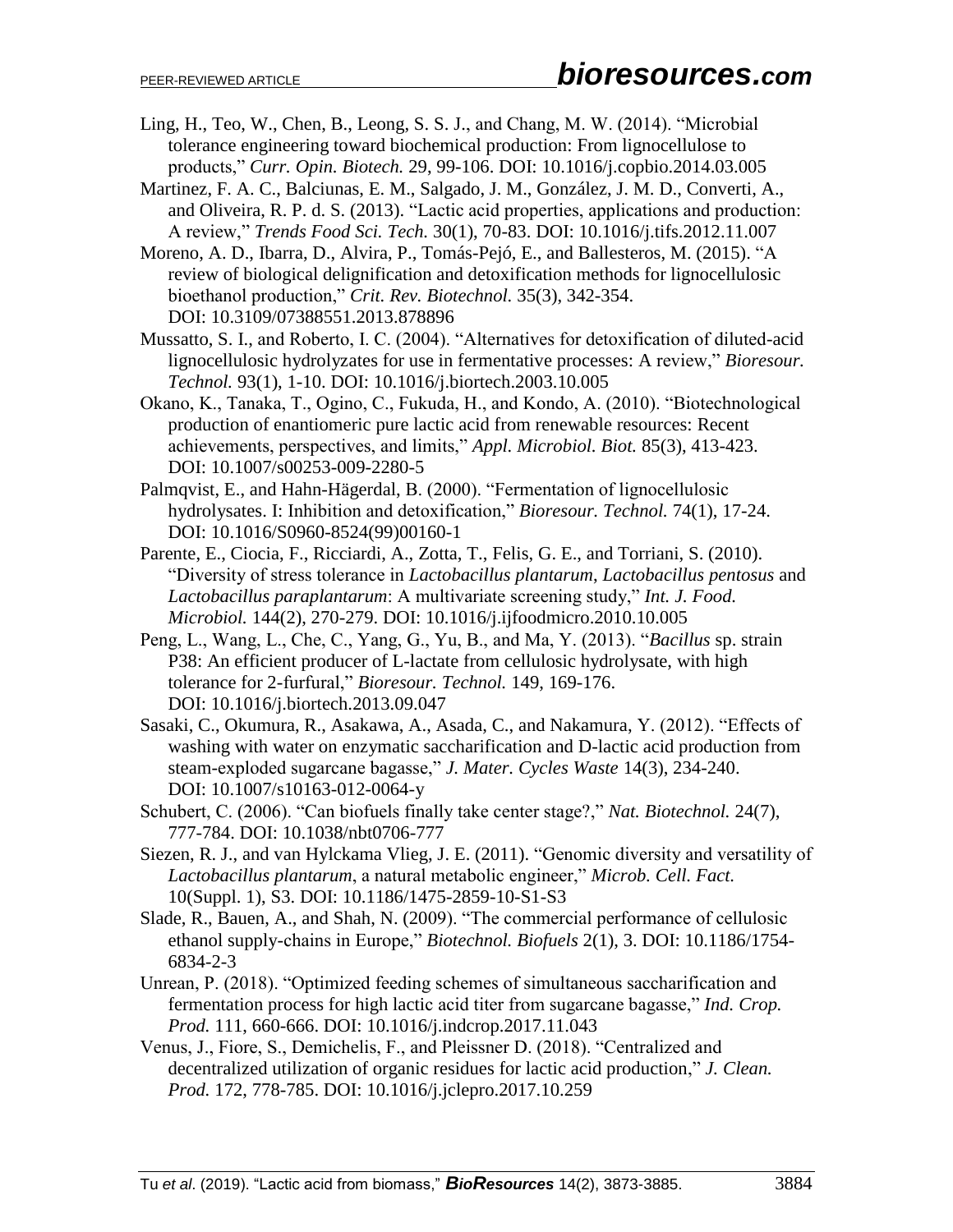Ling, H., Teo, W., Chen, B., Leong, S. S. J., and Chang, M. W. (2014). "Microbial tolerance engineering toward biochemical production: From lignocellulose to products," *Curr. Opin. Biotech.* 29, 99-106. DOI: 10.1016/j.copbio.2014.03.005

Martinez, F. A. C., Balciunas, E. M., Salgado, J. M., González, J. M. D., Converti, A., and Oliveira, R. P. d. S. (2013). "Lactic acid properties, applications and production: A review," *Trends Food Sci. Tech.* 30(1), 70-83. DOI: 10.1016/j.tifs.2012.11.007

Moreno, A. D., Ibarra, D., Alvira, P., Tomás-Pejó, E., and Ballesteros, M. (2015). "A review of biological delignification and detoxification methods for lignocellulosic bioethanol production," *Crit. Rev. Biotechnol.* 35(3), 342-354. DOI: 10.3109/07388551.2013.878896

Mussatto, S. I., and Roberto, I. C. (2004). "Alternatives for detoxification of diluted-acid lignocellulosic hydrolyzates for use in fermentative processes: A review," *Bioresour. Technol.* 93(1), 1-10. DOI: 10.1016/j.biortech.2003.10.005

Okano, K., Tanaka, T., Ogino, C., Fukuda, H., and Kondo, A. (2010). "Biotechnological production of enantiomeric pure lactic acid from renewable resources: Recent achievements, perspectives, and limits," *Appl. Microbiol. Biot.* 85(3), 413-423. DOI: 10.1007/s00253-009-2280-5

Palmqvist, E., and Hahn-Hägerdal, B. (2000). "Fermentation of lignocellulosic hydrolysates. I: Inhibition and detoxification," *Bioresour. Technol.* 74(1), 17-24. DOI: 10.1016/S0960-8524(99)00160-1

Parente, E., Ciocia, F., Ricciardi, A., Zotta, T., Felis, G. E., and Torriani, S. (2010). "Diversity of stress tolerance in *Lactobacillus plantarum*, *Lactobacillus pentosus* and *Lactobacillus paraplantarum*: A multivariate screening study," *Int. J. Food. Microbiol.* 144(2), 270-279. DOI: 10.1016/j.ijfoodmicro.2010.10.005

Peng, L., Wang, L., Che, C., Yang, G., Yu, B., and Ma, Y. (2013). "*Bacillus* sp. strain P38: An efficient producer of L-lactate from cellulosic hydrolysate, with high tolerance for 2-furfural," *Bioresour. Technol.* 149, 169-176. DOI: 10.1016/j.biortech.2013.09.047

Sasaki, C., Okumura, R., Asakawa, A., Asada, C., and Nakamura, Y. (2012). "Effects of washing with water on enzymatic saccharification and D-lactic acid production from steam-exploded sugarcane bagasse," *J. Mater. Cycles Waste* 14(3), 234-240. DOI: 10.1007/s10163-012-0064-y

Schubert, C. (2006). "Can biofuels finally take center stage?," *Nat. Biotechnol.* 24(7), 777-784. DOI: 10.1038/nbt0706-777

Siezen, R. J., and van Hylckama Vlieg, J. E. (2011). "Genomic diversity and versatility of *Lactobacillus plantarum*, a natural metabolic engineer," *Microb. Cell. Fact.* 10(Suppl. 1), S3. DOI: 10.1186/1475-2859-10-S1-S3

Slade, R., Bauen, A., and Shah, N. (2009). "The commercial performance of cellulosic ethanol supply-chains in Europe," *Biotechnol. Biofuels* 2(1), 3. DOI: 10.1186/1754-6834-2-3

Unrean, P. (2018). "Optimized feeding schemes of simultaneous saccharification and fermentation process for high lactic acid titer from sugarcane bagasse," *Ind. Crop. Prod.* 111, 660-666. DOI: 10.1016/j.indcrop.2017.11.043

Venus, J., Fiore, S., Demichelis, F., and Pleissner D. (2018). "Centralized and decentralized utilization of organic residues for lactic acid production," *J. Clean. Prod.* 172, 778-785. DOI: 10.1016/j.jclepro.2017.10.259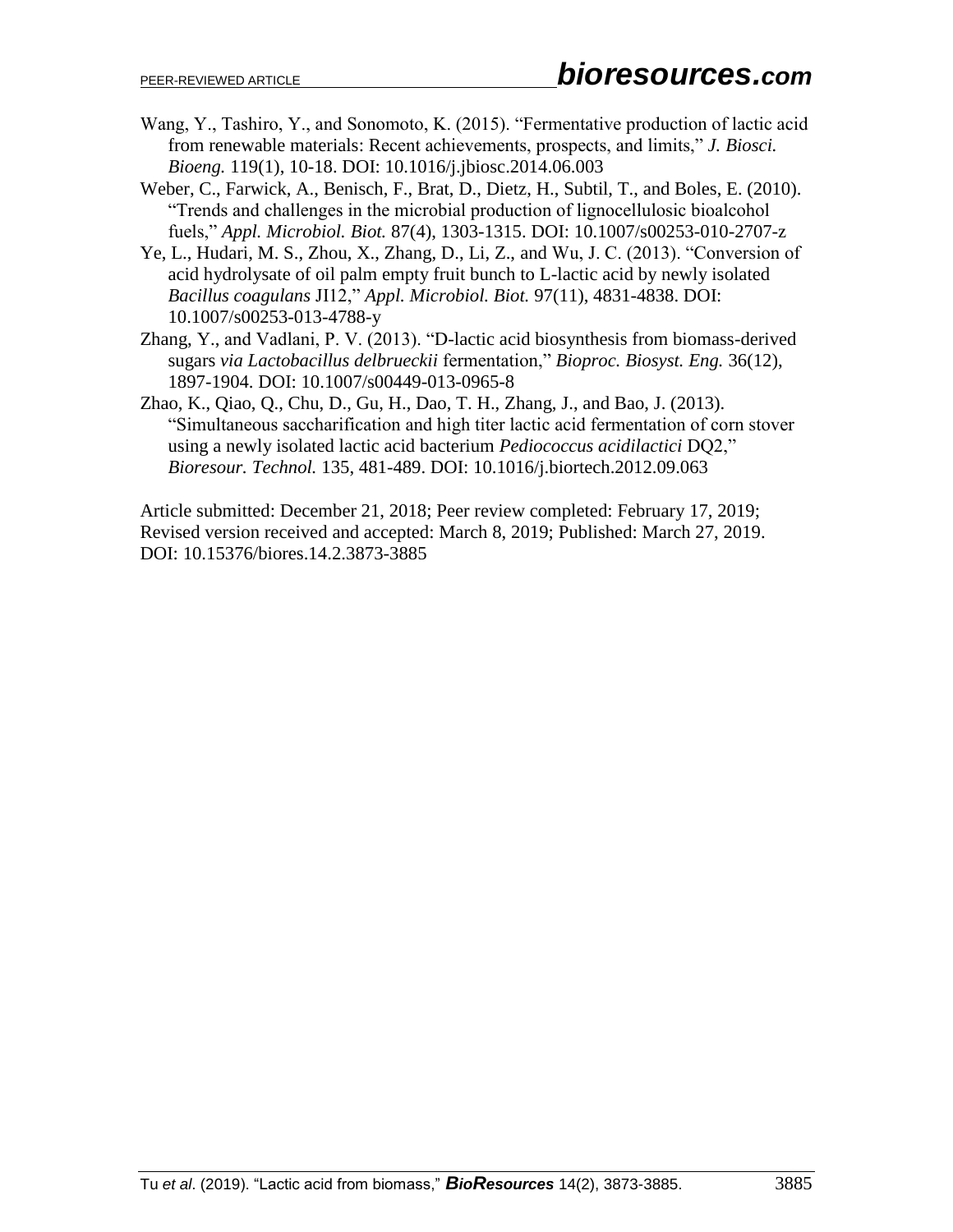Wang, Y., Tashiro, Y., and Sonomoto, K. (2015). "Fermentative production of lactic acid from renewable materials: Recent achievements, prospects, and limits," *J. Biosci. Bioeng.* 119(1), 10-18. DOI: 10.1016/j.jbiosc.2014.06.003

Weber, C., Farwick, A., Benisch, F., Brat, D., Dietz, H., Subtil, T., and Boles, E. (2010). "Trends and challenges in the microbial production of lignocellulosic bioalcohol fuels," *Appl. Microbiol. Biot.* 87(4), 1303-1315. DOI: 10.1007/s00253-010-2707-z

Ye, L., Hudari, M. S., Zhou, X., Zhang, D., Li, Z., and Wu, J. C. (2013). "Conversion of acid hydrolysate of oil palm empty fruit bunch to L-lactic acid by newly isolated *Bacillus coagulans* JI12," *Appl. Microbiol. Biot.* 97(11), 4831-4838. DOI: 10.1007/s00253-013-4788-y

Zhang, Y., and Vadlani, P. V. (2013). "D-lactic acid biosynthesis from biomass-derived sugars *via Lactobacillus delbrueckii* fermentation," *Bioproc. Biosyst. Eng.* 36(12), 1897-1904. DOI: 10.1007/s00449-013-0965-8

Zhao, K., Qiao, Q., Chu, D., Gu, H., Dao, T. H., Zhang, J., and Bao, J. (2013). "Simultaneous saccharification and high titer lactic acid fermentation of corn stover using a newly isolated lactic acid bacterium *Pediococcus acidilactici* DQ2," *Bioresour. Technol.* 135, 481-489. DOI: 10.1016/j.biortech.2012.09.063

Article submitted: December 21, 2018; Peer review completed: February 17, 2019; Revised version received and accepted: March 8, 2019; Published: March 27, 2019.
DOI: 10.15376/biores.14.2.3873-3885